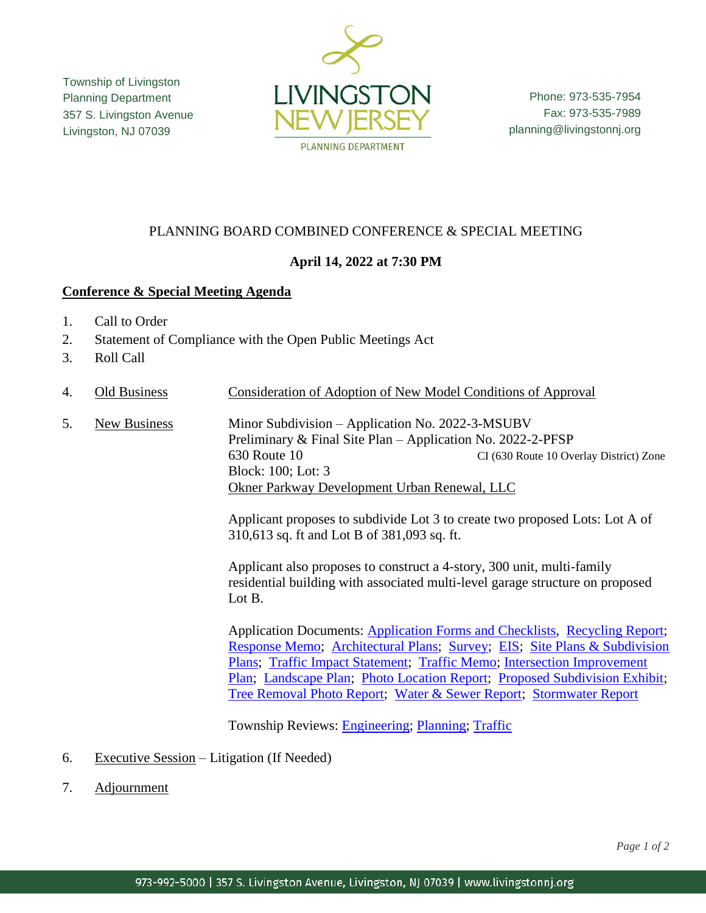Township of Livingston
Planning Department
357 S. Livingston Avenue
Livingston, NJ 07039

LIVINGSTON NEW JERSEY
PLANNING DEPARTMENT

Phone: 973-535-7954
Fax: 973-535-7989
planning@livingstonnj.org

# PLANNING BOARD COMBINED CONFERENCE & SPECIAL MEETING

## April 14, 2022 at 7:30 PM

**Conference & Special Meeting Agenda**

1. Call to Order
2. Statement of Compliance with the Open Public Meetings Act
3. Roll Call

4. Old Business — Consideration of Adoption of New Model Conditions of Approval

5. New Business — Minor Subdivision – Application No. 2022-3-MSUBV
   Preliminary & Final Site Plan – Application No. 2022-2-PFSP
   630 Route 10 — CI (630 Route 10 Overlay District) Zone
   Block: 100; Lot: 3
   Okner Parkway Development Urban Renewal, LLC

   Applicant proposes to subdivide Lot 3 to create two proposed Lots: Lot A of 310,613 sq. ft and Lot B of 381,093 sq. ft.

   Applicant also proposes to construct a 4-story, 300 unit, multi-family residential building with associated multi-level garage structure on proposed Lot B.

   Application Documents: Application Forms and Checklists, Recycling Report; Response Memo; Architectural Plans; Survey; EIS; Site Plans & Subdivision Plans; Traffic Impact Statement; Traffic Memo; Intersection Improvement Plan; Landscape Plan; Photo Location Report; Proposed Subdivision Exhibit; Tree Removal Photo Report; Water & Sewer Report; Stormwater Report

   Township Reviews: Engineering; Planning; Traffic

6. Executive Session – Litigation (If Needed)

7. Adjournment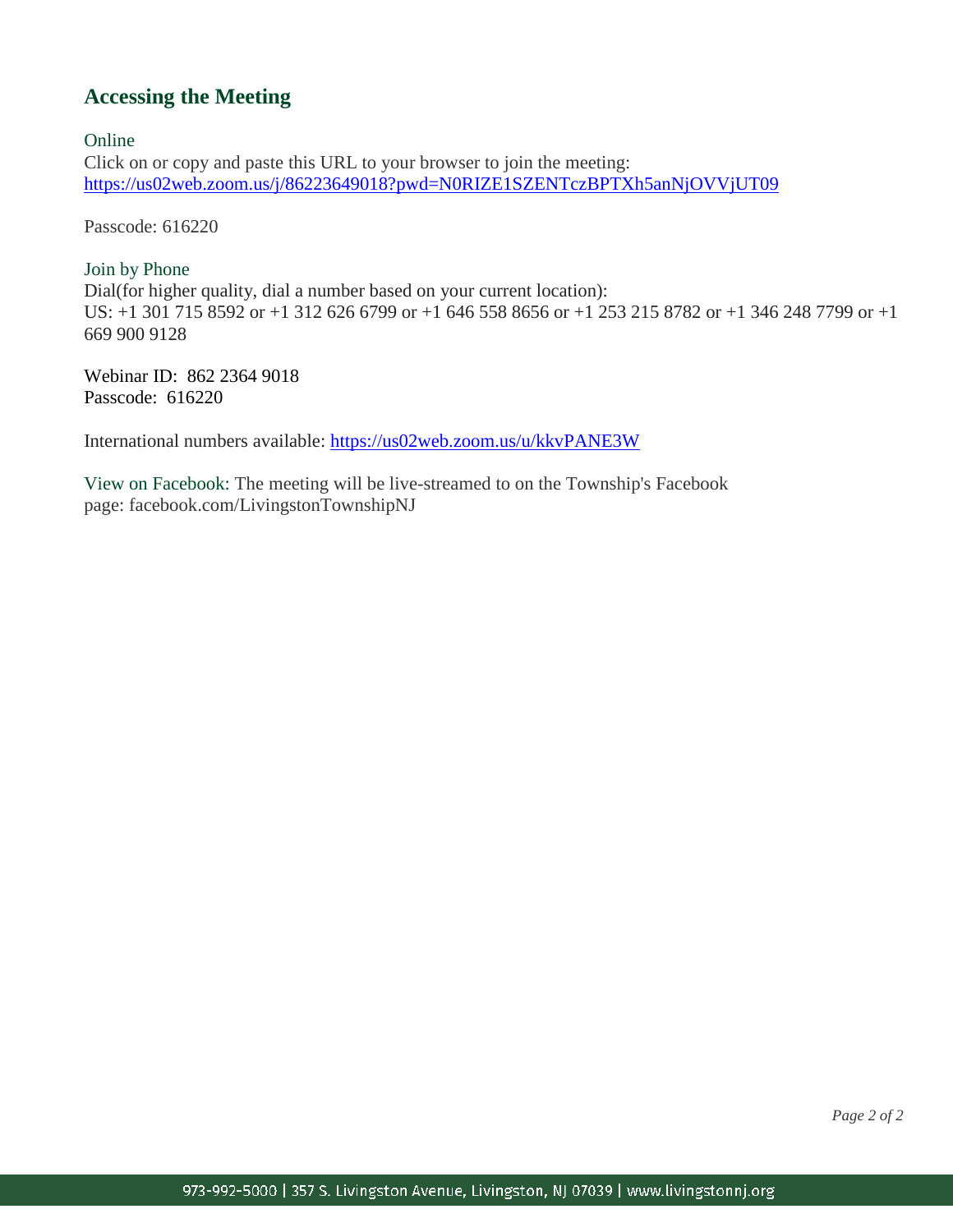## Accessing the Meeting

Online
Click on or copy and paste this URL to your browser to join the meeting:
https://us02web.zoom.us/j/86223649018?pwd=N0RIZE1SZENTczBPTXh5anNjOVVjUT09

Passcode: 616220

Join by Phone
Dial(for higher quality, dial a number based on your current location):
US: +1 301 715 8592 or +1 312 626 6799 or +1 646 558 8656 or +1 253 215 8782 or +1 346 248 7799 or +1 669 900 9128

Webinar ID: 862 2364 9018
Passcode: 616220

International numbers available: https://us02web.zoom.us/u/kkvPANE3W

View on Facebook: The meeting will be live-streamed to on the Township's Facebook page: facebook.com/LivingstonTownshipNJ